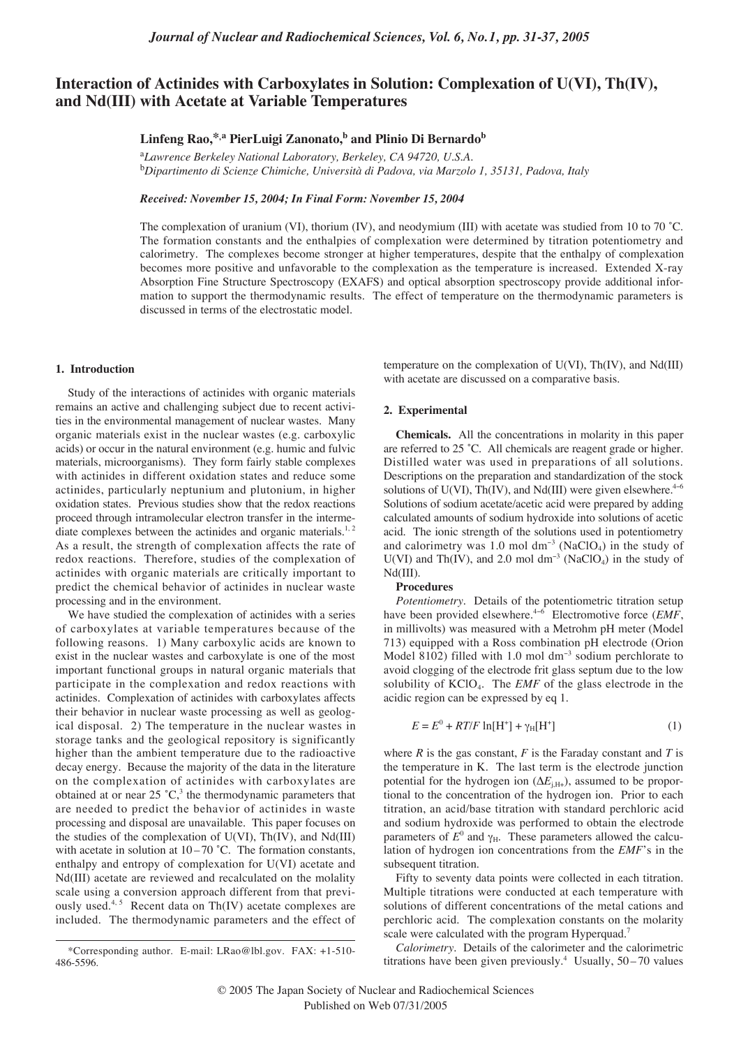# Interaction of Actinides with Carboxylates in Solution: Complexation of U(VI), Th(IV), and Nd(III) with Acetate at Variable Temperatures

**Linfeng Rao,\*[,a] PierLuigi Zonanato,[b] and Plinio Di Bernardo[b]**

[a]*Lawrence Berkeley National Laboratory, Berkeley, CA 94720, U.S.A.*
[b]*Dipartimento di Scienze Chimiche, Università di Padova, via Marzolo 1, 35131, Padova, Italy*

*Received: November 15, 2004; In Final Form: November 15, 2004*

The complexation of uranium (VI), thorium (IV), and neodymium (III) with acetate was studied from 10 to 70 ˚C. The formation constants and the enthalpies of complexation were determined by titration potentiometry and calorimetry. The complexes become stronger at higher temperatures, despite that the enthalpy of complexation becomes more positive and unfavorable to the complexation as the temperature is increased. Extended X-ray Absorption Fine Structure Spectroscopy (EXAFS) and optical absorption spectroscopy provide additional information to support the thermodynamic results. The effect of temperature on the thermodynamic parameters is discussed in terms of the electrostatic model.

## 1. Introduction

Study of the interactions of actinides with organic materials remains an active and challenging subject due to recent activities in the environmental management of nuclear wastes. Many organic materials exist in the nuclear wastes (e.g. carboxylic acids) or occur in the natural environment (e.g. humic and fulvic materials, microorganisms). They form fairly stable complexes with actinides in different oxidation states and reduce some actinides, particularly neptunium and plutonium, in higher oxidation states. Previous studies show that the redox reactions proceed through intramolecular electron transfer in the intermediate complexes between the actinides and organic materials.[1, 2] As a result, the strength of complexation affects the rate of redox reactions. Therefore, studies of the complexation of actinides with organic materials are critically important to predict the chemical behavior of actinides in nuclear waste processing and in the environment.

We have studied the complexation of actinides with a series of carboxylates at variable temperatures because of the following reasons. 1) Many carboxylic acids are known to exist in the nuclear wastes and carboxylate is one of the most important functional groups in natural organic materials that participate in the complexation and redox reactions with actinides. Complexation of actinides with carboxylates affects their behavior in nuclear waste processing as well as geological disposal. 2) The temperature in the nuclear wastes in storage tanks and the geological repository is significantly higher than the ambient temperature due to the radioactive decay energy. Because the majority of the data in the literature on the complexation of actinides with carboxylates are obtained at or near 25 ˚C,[3] the thermodynamic parameters that are needed to predict the behavior of actinides in waste processing and disposal are unavailable. This paper focuses on the studies of the complexation of U(VI), Th(IV), and Nd(III) with acetate in solution at 10 – 70 ˚C. The formation constants, enthalpy and entropy of complexation for U(VI) acetate and Nd(III) acetate are reviewed and recalculated on the molality scale using a conversion approach different from that previously used.[4, 5] Recent data on Th(IV) acetate complexes are included. The thermodynamic parameters and the effect of temperature on the complexation of U(VI), Th(IV), and Nd(III) with acetate are discussed on a comparative basis.

## 2. Experimental

**Chemicals.** All the concentrations in molarity in this paper are referred to 25 ˚C. All chemicals are reagent grade or higher. Distilled water was used in preparations of all solutions. Descriptions on the preparation and standardization of the stock solutions of U(VI), Th(IV), and Nd(III) were given elsewhere.[4–6] Solutions of sodium acetate/acetic acid were prepared by adding calculated amounts of sodium hydroxide into solutions of acetic acid. The ionic strength of the solutions used in potentiometry and calorimetry was 1.0 mol dm$^{-3}$ ($NaClO_4$) in the study of U(VI) and Th(IV), and 2.0 mol dm$^{-3}$ ($NaClO_4$) in the study of Nd(III).

**Procedures**

*Potentiometry*. Details of the potentiometric titration setup have been provided elsewhere.[4–6] Electromotive force (*EMF*, in millivolts) was measured with a Metrohm pH meter (Model 713) equipped with a Ross combination pH electrode (Orion Model 8102) filled with 1.0 mol dm$^{-3}$ sodium perchlorate to avoid clogging of the electrode frit glass septum due to the low solubility of $KClO_4$. The *EMF* of the glass electrode in the acidic region can be expressed by eq 1.

$$E = E^0 + RT/F \ln[H^+] + \gamma_H[H^+] \tag{1}$$

where $R$ is the gas constant, $F$ is the Faraday constant and $T$ is the temperature in K. The last term is the electrode junction potential for the hydrogen ion ($\Delta E_{j,H+}$), assumed to be proportional to the concentration of the hydrogen ion. Prior to each titration, an acid/base titration with standard perchloric acid and sodium hydroxide was performed to obtain the electrode parameters of $E^0$ and $\gamma_H$. These parameters allowed the calculation of hydrogen ion concentrations from the *EMF*'s in the subsequent titration.

Fifty to seventy data points were collected in each titration. Multiple titrations were conducted at each temperature with solutions of different concentrations of the metal cations and perchloric acid. The complexation constants on the molarity scale were calculated with the program Hyperquad.[7]

*Calorimetry*. Details of the calorimeter and the calorimetric titrations have been given previously.[4] Usually, 50 – 70 values

---

\*Corresponding author. E-mail: LRao@lbl.gov. FAX: +1-510-486-5596.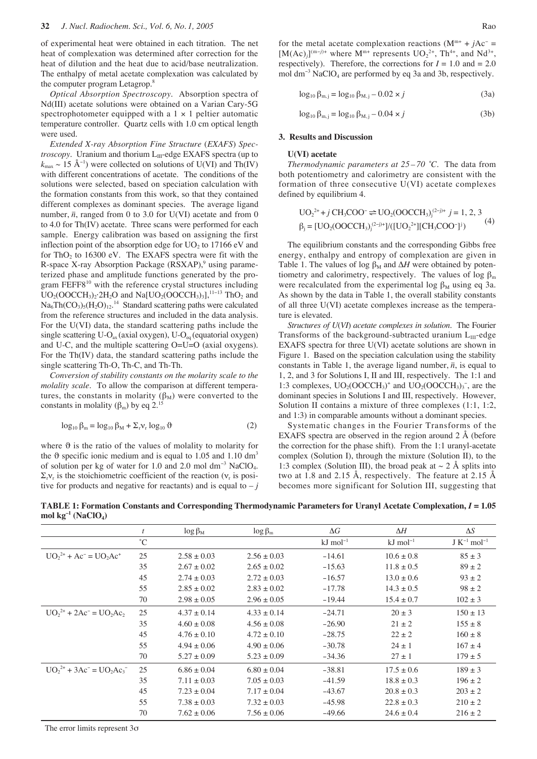of experimental heat were obtained in each titration. The net heat of complexation was determined after correction for the heat of dilution and the heat due to acid/base neutralization. The enthalpy of metal acetate complexation was calculated by the computer program Letagrop.[8]

*Optical Absorption Spectroscopy*. Absorption spectra of Nd(III) acetate solutions were obtained on a Varian Cary-5G spectrophotometer equipped with a 1 × 1 peltier automatic temperature controller. Quartz cells with 1.0 cm optical length were used.

*Extended X-ray Absorption Fine Structure* (*EXAFS*) *Spectroscopy*. Uranium and thorium $L_{III}$-edge EXAFS spectra (up to $k_{max} \sim 15$ Å$^{-1}$) were collected on solutions of U(VI) and Th(IV) with different concentrations of acetate. The conditions of the solutions were selected, based on speciation calculation with the formation constants from this work, so that they contained different complexes as dominant species. The average ligand number, $\bar{n}$, ranged from 0 to 3.0 for U(VI) acetate and from 0 to 4.0 for Th(IV) acetate. Three scans were performed for each sample. Energy calibration was based on assigning the first inflection point of the absorption edge for $UO_2$ to 17166 eV and for $ThO_2$ to 16300 eV. The EXAFS spectra were fit with the R-space X-ray Absorption Package (RSXAP),[9] using parameterized phase and amplitude functions generated by the program FEFF8[10] with the reference crystal structures including $UO_2(OOCCH_3)_2{\cdot}2H_2O$ and $Na[UO_2(OOCCH_3)_3]$,[11–13] $ThO_2$ and $Na_6Th(CO_3)_5(H_2O)_{12}$.[14] Standard scattering paths were calculated from the reference structures and included in the data analysis. For the U(VI) data, the standard scattering paths include the single scattering U-$O_{ax}$ (axial oxygen), U-$O_{eq}$ (equatorial oxygen) and U-C, and the multiple scattering O=U=O (axial oxygens). For the Th(IV) data, the standard scattering paths include the single scattering Th-O, Th-C, and Th-Th.

*Conversion of stability constants on the molarity scale to the molality scale*. To allow the comparison at different temperatures, the constants in molarity ($\beta_M$) were converted to the constants in molality ($\beta_m$) by eq 2.[15]

$$\log_{10}\beta_m = \log_{10}\beta_M + \Sigma_r\nu_r\log_{10}\vartheta \tag{2}$$

where $\vartheta$ is the ratio of the values of molality to molarity for the specific ionic medium and is equal to 1.05 and 1.10 dm$^3$ of solution per kg of water for 1.0 and 2.0 mol dm$^{-3}$ $NaClO_4$. $\Sigma_r\nu_r$ is the stoichiometric coefficient of the reaction ($\nu_r$ is positive for products and negative for reactants) and is equal to $-j$ for the metal acetate complexation reactions ($M^{m+} + jAc^- = [M(Ac)_j]^{(m-j)+}$ where $M^{m+}$ represents $UO_2^{2+}$, $Th^{4+}$, and $Nd^{3+}$, respectively). Therefore, the corrections for $I$ = 1.0 and = 2.0 mol dm$^{-3}$ $NaClO_4$ are performed by eq 3a and 3b, respectively.

$$\log_{10}\beta_{m,j} = \log_{10}\beta_{M,j} - 0.02 \times j \tag{3a}$$

$$\log_{10}\beta_{m,j} = \log_{10}\beta_{M,j} - 0.04 \times j \tag{3b}$$

## 3. Results and Discussion

### U(VI) acetate

*Thermodynamic parameters at 25 – 70 °C*. The data from both potentiometry and calorimetry are consistent with the formation of three consecutive U(VI) acetate complexes defined by equilibrium 4.

$$UO_2^{2+} + j\,CH_3COO^- \rightleftharpoons UO_2(OOCCH_3)_j^{(2-j)+} \quad j = 1, 2, 3$$
$$\beta_j = [UO_2(OOCCH_3)_j^{(2-j)+}]/([UO_2^{2+}][CH_3COO^-]^j) \tag{4}$$

The equilibrium constants and the corresponding Gibbs free energy, enthalpy and entropy of complexation are given in Table 1. The values of log $\beta_M$ and $\Delta H$ were obtained by potentiometry and calorimetry, respectively. The values of log $\beta_m$ were recalculated from the experimental log $\beta_M$ using eq 3a. As shown by the data in Table 1, the overall stability constants of all three U(VI) acetate complexes increase as the temperature is elevated.

*Structures of U*(*VI*) *acetate complexes in solution*. The Fourier Transforms of the background-subtracted uranium $L_{III}$-edge EXAFS spectra for three U(VI) acetate solutions are shown in Figure 1. Based on the speciation calculation using the stability constants in Table 1, the average ligand number, $\bar{n}$, is equal to 1, 2, and 3 for Solutions I, II and III, respectively. The 1:1 and 1:3 complexes, $UO_2(OOCCH_3)^+$ and $UO_2(OOCCH_3)_3^-$, are the dominant species in Solutions I and III, respectively. However, Solution II contains a mixture of three complexes (1:1, 1:2, and 1:3) in comparable amounts without a dominant species.

Systematic changes in the Fourier Transforms of the EXAFS spectra are observed in the region around 2 Å (before the correction for the phase shift). From the 1:1 uranyl-acetate complex (Solution I), through the mixture (Solution II), to the 1:3 complex (Solution III), the broad peak at ~ 2 Å splits into two at 1.8 and 2.15 Å, respectively. The feature at 2.15 Å becomes more significant for Solution III, suggesting that

**TABLE 1: Formation Constants and Corresponding Thermodynamic Parameters for Uranyl Acetate Complexation, $I$ = 1.05 mol kg$^{-1}$ ($NaClO_4$)**

| | $t$ | log $\beta_M$ | log $\beta_m$ | $\Delta G$ | $\Delta H$ | $\Delta S$ |
|---|---|---|---|---|---|---|
| | °C | | | kJ mol$^{-1}$ | kJ mol$^{-1}$ | J K$^{-1}$ mol$^{-1}$ |
| $UO_2^{2+} + Ac^- = UO_2Ac^+$ | 25 | 2.58 ± 0.03 | 2.56 ± 0.03 | −14.61 | 10.6 ± 0.8 | 85 ± 3 |
| | 35 | 2.67 ± 0.02 | 2.65 ± 0.02 | −15.63 | 11.8 ± 0.5 | 89 ± 2 |
| | 45 | 2.74 ± 0.03 | 2.72 ± 0.03 | −16.57 | 13.0 ± 0.6 | 93 ± 2 |
| | 55 | 2.85 ± 0.02 | 2.83 ± 0.02 | −17.78 | 14.3 ± 0.5 | 98 ± 2 |
| | 70 | 2.98 ± 0.05 | 2.96 ± 0.05 | −19.44 | 15.4 ± 0.7 | 102 ± 3 |
| $UO_2^{2+} + 2Ac^- = UO_2Ac_2$ | 25 | 4.37 ± 0.14 | 4.33 ± 0.14 | −24.71 | 20 ± 3 | 150 ± 13 |
| | 35 | 4.60 ± 0.08 | 4.56 ± 0.08 | −26.90 | 21 ± 2 | 155 ± 8 |
| | 45 | 4.76 ± 0.10 | 4.72 ± 0.10 | −28.75 | 22 ± 2 | 160 ± 8 |
| | 55 | 4.94 ± 0.06 | 4.90 ± 0.06 | −30.78 | 24 ± 1 | 167 ± 4 |
| | 70 | 5.27 ± 0.09 | 5.23 ± 0.09 | −34.36 | 27 ± 1 | 179 ± 5 |
| $UO_2^{2+} + 3Ac^- = UO_2Ac_3^-$ | 25 | 6.86 ± 0.04 | 6.80 ± 0.04 | −38.81 | 17.5 ± 0.6 | 189 ± 3 |
| | 35 | 7.11 ± 0.03 | 7.05 ± 0.03 | −41.59 | 18.8 ± 0.3 | 196 ± 2 |
| | 45 | 7.23 ± 0.04 | 7.17 ± 0.04 | −43.67 | 20.8 ± 0.3 | 203 ± 2 |
| | 55 | 7.38 ± 0.03 | 7.32 ± 0.03 | −45.98 | 22.8 ± 0.3 | 210 ± 2 |
| | 70 | 7.62 ± 0.06 | 7.56 ± 0.06 | −49.66 | 24.6 ± 0.4 | 216 ± 2 |

The error limits represent 3σ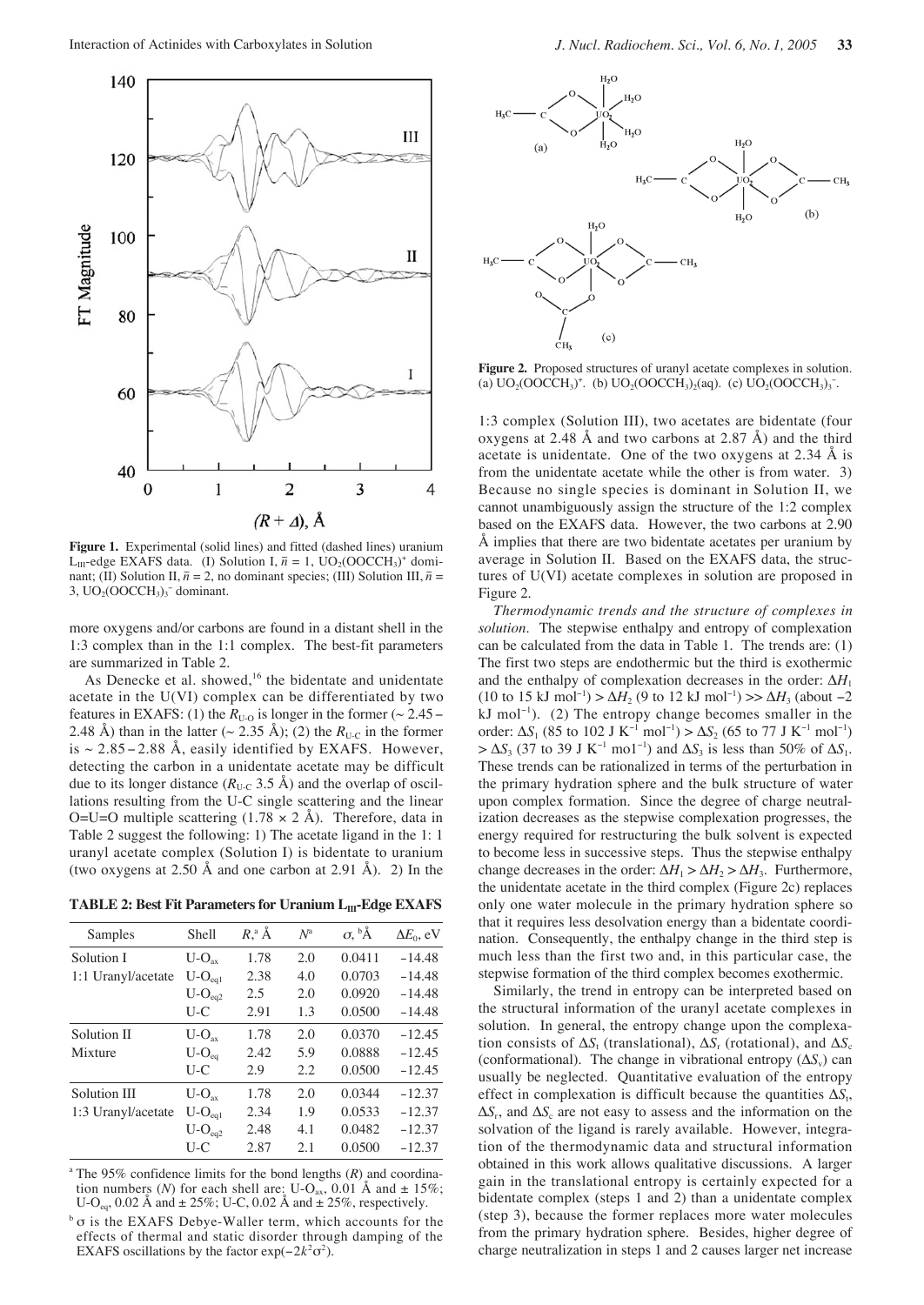140

120

100

80

60

40

FT Magnitude

III

II

I

0 1 2 3 4

$(R + \Delta)$, Å

**Figure 1.** Experimental (solid lines) and fitted (dashed lines) uranium $L_{III}$-edge EXAFS data. (I) Solution I, $\bar{n} = 1$, $UO_2(OOCCH_3)^+$ dominant; (II) Solution II, $\bar{n} = 2$, no dominant species; (III) Solution III, $\bar{n} = 3$, $UO_2(OOCCH_3)_3^-$ dominant.

more oxygens and/or carbons are found in a distant shell in the 1:3 complex than in the 1:1 complex. The best-fit parameters are summarized in Table 2.

As Denecke et al. showed,[16] the bidentate and unidentate acetate in the U(VI) complex can be differentiated by two features in EXAFS: (1) the $R_{U\text{-}O}$ is longer in the former (~ 2.45 – 2.48 Å) than in the latter (~ 2.35 Å); (2) the $R_{U\text{-}C}$ in the former is ~ 2.85 – 2.88 Å, easily identified by EXAFS. However, detecting the carbon in a unidentate acetate may be difficult due to its longer distance ($R_{U\text{-}C}$ 3.5 Å) and the overlap of oscillations resulting from the U-C single scattering and the linear O=U=O multiple scattering (1.78 × 2 Å). Therefore, data in Table 2 suggest the following: 1) The acetate ligand in the 1: 1 uranyl acetate complex (Solution I) is bidentate to uranium (two oxygens at 2.50 Å and one carbon at 2.91 Å). 2) In the

**TABLE 2: Best Fit Parameters for Uranium $L_{III}$-Edge EXAFS**

| Samples | Shell | $R$,[a] Å | $N$[a] | $\sigma$,[b] Å | $\Delta E_0$, eV |
|---|---|---|---|---|---|
| Solution I | $U\text{-}O_{ax}$ | 1.78 | 2.0 | 0.0411 | −14.48 |
| 1:1 Uranyl/acetate | $U\text{-}O_{eq1}$ | 2.38 | 4.0 | 0.0703 | −14.48 |
| | $U\text{-}O_{eq2}$ | 2.5 | 2.0 | 0.0920 | −14.48 |
| | U-C | 2.91 | 1.3 | 0.0500 | −14.48 |
| Solution II | $U\text{-}O_{ax}$ | 1.78 | 2.0 | 0.0370 | −12.45 |
| Mixture | $U\text{-}O_{eq}$ | 2.42 | 5.9 | 0.0888 | −12.45 |
| | U-C | 2.9 | 2.2 | 0.0500 | −12.45 |
| Solution III | $U\text{-}O_{ax}$ | 1.78 | 2.0 | 0.0344 | −12.37 |
| 1:3 Uranyl/acetate | $U\text{-}O_{eq1}$ | 2.34 | 1.9 | 0.0533 | −12.37 |
| | $U\text{-}O_{eq2}$ | 2.48 | 4.1 | 0.0482 | −12.37 |
| | U-C | 2.87 | 2.1 | 0.0500 | −12.37 |

[a] The 95% confidence limits for the bond lengths ($R$) and coordination numbers ($N$) for each shell are: $U\text{-}O_{ax}$, 0.01 Å and ± 15%; $U\text{-}O_{eq}$, 0.02 Å and ± 25%; U-C, 0.02 Å and ± 25%, respectively.

[b] $\sigma$ is the EXAFS Debye-Waller term, which accounts for the effects of thermal and static disorder through damping of the EXAFS oscillations by the factor $\exp(-2k^2\sigma^2)$.

**Figure 2.** Proposed structures of uranyl acetate complexes in solution. (a) $UO_2(OOCCH_3)^+$. (b) $UO_2(OOCCH_3)_2$(aq). (c) $UO_2(OOCCH_3)_3^-$.

1:3 complex (Solution III), two acetates are bidentate (four oxygens at 2.48 Å and two carbons at 2.87 Å) and the third acetate is unidentate. One of the two oxygens at 2.34 Å is from the unidentate acetate while the other is from water. 3) Because no single species is dominant in Solution II, we cannot unambiguously assign the structure of the 1:2 complex based on the EXAFS data. However, the two carbons at 2.90 Å implies that there are two bidentate acetates per uranium by average in Solution II. Based on the EXAFS data, the structures of U(VI) acetate complexes in solution are proposed in Figure 2.

*Thermodynamic trends and the structure of complexes in solution.* The stepwise enthalpy and entropy of complexation can be calculated from the data in Table 1. The trends are: (1) The first two steps are endothermic but the third is exothermic and the enthalpy of complexation decreases in the order: $\Delta H_1$ (10 to 15 kJ mol$^{-1}$) > $\Delta H_2$ (9 to 12 kJ mol$^{-1}$) >> $\Delta H_3$ (about −2 kJ mol$^{-1}$). (2) The entropy change becomes smaller in the order: $\Delta S_1$ (85 to 102 J K$^{-1}$ mol$^{-1}$) > $\Delta S_2$ (65 to 77 J K$^{-1}$ mol$^{-1}$) > $\Delta S_3$ (37 to 39 J K$^{-1}$ mo1$^{-1}$) and $\Delta S_3$ is less than 50% of $\Delta S_1$. These trends can be rationalized in terms of the perturbation in the primary hydration sphere and the bulk structure of water upon complex formation. Since the degree of charge neutralization decreases as the stepwise complexation progresses, the energy required for restructuring the bulk solvent is expected to become less in successive steps. Thus the stepwise enthalpy change decreases in the order: $\Delta H_1 > \Delta H_2 > \Delta H_3$. Furthermore, the unidentate acetate in the third complex (Figure 2c) replaces only one water molecule in the primary hydration sphere so that it requires less desolvation energy than a bidentate coordination. Consequently, the enthalpy change in the third step is much less than the first two and, in this particular case, the stepwise formation of the third complex becomes exothermic.

Similarly, the trend in entropy can be interpreted based on the structural information of the uranyl acetate complexes in solution. In general, the entropy change upon the complexation consists of $\Delta S_t$ (translational), $\Delta S_r$ (rotational), and $\Delta S_c$ (conformational). The change in vibrational entropy ($\Delta S_v$) can usually be neglected. Quantitative evaluation of the entropy effect in complexation is difficult because the quantities $\Delta S_t$, $\Delta S_r$, and $\Delta S_c$ are not easy to assess and the information on the solvation of the ligand is rarely available. However, integration of the thermodynamic data and structural information obtained in this work allows qualitative discussions. A larger gain in the translational entropy is certainly expected for a bidentate complex (steps 1 and 2) than a unidentate complex (step 3), because the former replaces more water molecules from the primary hydration sphere. Besides, higher degree of charge neutralization in steps 1 and 2 causes larger net increase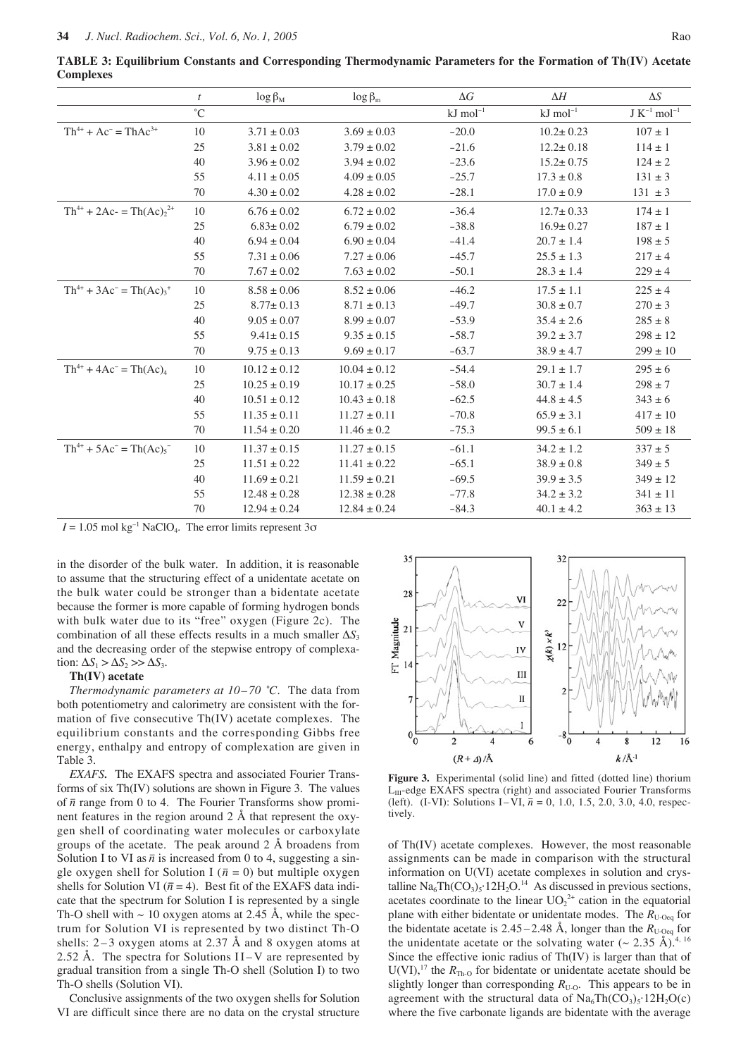**TABLE 3: Equilibrium Constants and Corresponding Thermodynamic Parameters for the Formation of Th(IV) Acetate Complexes**

| | $t$ | $\log \beta_M$ | $\log \beta_m$ | $\Delta G$ | $\Delta H$ | $\Delta S$ |
|---|---|---|---|---|---|---|
| | ˚C | | | kJ mol$^{-1}$ | kJ mol$^{-1}$ | J K$^{-1}$ mol$^{-1}$ |
| $Th^{4+} + Ac^- = ThAc^{3+}$ | 10 | 3.71 ± 0.03 | 3.69 ± 0.03 | −20.0 | 10.2± 0.23 | 107 ± 1 |
| | 25 | 3.81 ± 0.02 | 3.79 ± 0.02 | −21.6 | 12.2± 0.18 | 114 ± 1 |
| | 40 | 3.96 ± 0.02 | 3.94 ± 0.02 | −23.6 | 15.2± 0.75 | 124 ± 2 |
| | 55 | 4.11 ± 0.05 | 4.09 ± 0.05 | −25.7 | 17.3 ± 0.8 | 131 ± 3 |
| | 70 | 4.30 ± 0.02 | 4.28 ± 0.02 | −28.1 | 17.0 ± 0.9 | 131 ± 3 |
| $Th^{4+} + 2Ac- = Th(Ac)_2^{2+}$ | 10 | 6.76 ± 0.02 | 6.72 ± 0.02 | −36.4 | 12.7± 0.33 | 174 ± 1 |
| | 25 | 6.83± 0.02 | 6.79 ± 0.02 | −38.8 | 16.9± 0.27 | 187 ± 1 |
| | 40 | 6.94 ± 0.04 | 6.90 ± 0.04 | −41.4 | 20.7 ± 1.4 | 198 ± 5 |
| | 55 | 7.31 ± 0.06 | 7.27 ± 0.06 | −45.7 | 25.5 ± 1.3 | 217 ± 4 |
| | 70 | 7.67 ± 0.02 | 7.63 ± 0.02 | −50.1 | 28.3 ± 1.4 | 229 ± 4 |
| $Th^{4+} + 3Ac^- = Th(Ac)_3^+$ | 10 | 8.58 ± 0.06 | 8.52 ± 0.06 | −46.2 | 17.5 ± 1.1 | 225 ± 4 |
| | 25 | 8.77± 0.13 | 8.71 ± 0.13 | −49.7 | 30.8 ± 0.7 | 270 ± 3 |
| | 40 | 9.05 ± 0.07 | 8.99 ± 0.07 | −53.9 | 35.4 ± 2.6 | 285 ± 8 |
| | 55 | 9.41± 0.15 | 9.35 ± 0.15 | −58.7 | 39.2 ± 3.7 | 298 ± 12 |
| | 70 | 9.75 ± 0.13 | 9.69 ± 0.17 | −63.7 | 38.9 ± 4.7 | 299 ± 10 |
| $Th^{4+} + 4Ac^- = Th(Ac)_4$ | 10 | 10.12 ± 0.12 | 10.04 ± 0.12 | −54.4 | 29.1 ± 1.7 | 295 ± 6 |
| | 25 | 10.25 ± 0.19 | 10.17 ± 0.25 | −58.0 | 30.7 ± 1.4 | 298 ± 7 |
| | 40 | 10.51 ± 0.12 | 10.43 ± 0.18 | −62.5 | 44.8 ± 4.5 | 343 ± 6 |
| | 55 | 11.35 ± 0.11 | 11.27 ± 0.11 | −70.8 | 65.9 ± 3.1 | 417 ± 10 |
| | 70 | 11.54 ± 0.20 | 11.46 ± 0.2 | −75.3 | 99.5 ± 6.1 | 509 ± 18 |
| $Th^{4+} + 5Ac^- = Th(Ac)_5^-$ | 10 | 11.37 ± 0.15 | 11.27 ± 0.15 | −61.1 | 34.2 ± 1.2 | 337 ± 5 |
| | 25 | 11.51 ± 0.22 | 11.41 ± 0.22 | −65.1 | 38.9 ± 0.8 | 349 ± 5 |
| | 40 | 11.69 ± 0.21 | 11.59 ± 0.21 | −69.5 | 39.9 ± 3.5 | 349 ± 12 |
| | 55 | 12.48 ± 0.28 | 12.38 ± 0.28 | −77.8 | 34.2 ± 3.2 | 341 ± 11 |
| | 70 | 12.94 ± 0.24 | 12.84 ± 0.24 | −84.3 | 40.1 ± 4.2 | 363 ± 13 |

$I$ = 1.05 mol kg$^{-1}$ $NaClO_4$. The error limits represent 3σ

in the disorder of the bulk water. In addition, it is reasonable to assume that the structuring effect of a unidentate acetate on the bulk water could be stronger than a bidentate acetate because the former is more capable of forming hydrogen bonds with bulk water due to its "free" oxygen (Figure 2c). The combination of all these effects results in a much smaller $\Delta S_3$ and the decreasing order of the stepwise entropy of complexation: $\Delta S_1 > \Delta S_2 >> \Delta S_3$.

**Th(IV) acetate**

*Thermodynamic parameters at 10–70 ˚C*. The data from both potentiometry and calorimetry are consistent with the formation of five consecutive Th(IV) acetate complexes. The equilibrium constants and the corresponding Gibbs free energy, enthalpy and entropy of complexation are given in Table 3.

*EXAFS***.** The EXAFS spectra and associated Fourier Transforms of six Th(IV) solutions are shown in Figure 3. The values of $\bar{n}$ range from 0 to 4. The Fourier Transforms show prominent features in the region around 2 Å that represent the oxygen shell of coordinating water molecules or carboxylate groups of the acetate. The peak around 2 Å broadens from Solution I to VI as $\bar{n}$ is increased from 0 to 4, suggesting a single oxygen shell for Solution I ($\bar{n}$ = 0) but multiple oxygen shells for Solution VI ($\bar{n}$ = 4). Best fit of the EXAFS data indicate that the spectrum for Solution I is represented by a single Th-O shell with ~ 10 oxygen atoms at 2.45 Å, while the spectrum for Solution VI is represented by two distinct Th-O shells: 2–3 oxygen atoms at 2.37 Å and 8 oxygen atoms at 2.52 Å. The spectra for Solutions II–V are represented by gradual transition from a single Th-O shell (Solution I) to two Th-O shells (Solution VI).

Conclusive assignments of the two oxygen shells for Solution VI are difficult since there are no data on the crystal structure

35
28
21
14
7
0
FT Magnitude
VI
V
IV
III
II
I
0 2 4 6
$(R + \Delta)$/Å

32
22
12
2
−8
$\chi(k) \times k^3$
0 4 8 12 16
$k$/Å$^{-1}$

**Figure 3.** Experimental (solid line) and fitted (dotted line) thorium $L_{III}$-edge EXAFS spectra (right) and associated Fourier Transforms (left). (I-VI): Solutions I–VI, $\bar{n}$ = 0, 1.0, 1.5, 2.0, 3.0, 4.0, respectively.

of Th(IV) acetate complexes. However, the most reasonable assignments can be made in comparison with the structural information on U(VI) acetate complexes in solution and crystalline $Na_6Th(CO_3)_5{\cdot}12H_2O$.[14] As discussed in previous sections, acetates coordinate to the linear $UO_2^{2+}$ cation in the equatorial plane with either bidentate or unidentate modes. The $R_{U\text{-}Oeq}$ for the bidentate acetate is 2.45–2.48 Å, longer than the $R_{U\text{-}Oeq}$ for the unidentate acetate or the solvating water (~ 2.35 Å).[4, 16] Since the effective ionic radius of Th(IV) is larger than that of U(VI),[17] the $R_{Th\text{-}O}$ for bidentate or unidentate acetate should be slightly longer than corresponding $R_{U\text{-}O}$. This appears to be in agreement with the structural data of $Na_6Th(CO_3)_5{\cdot}12H_2O$(c) where the five carbonate ligands are bidentate with the average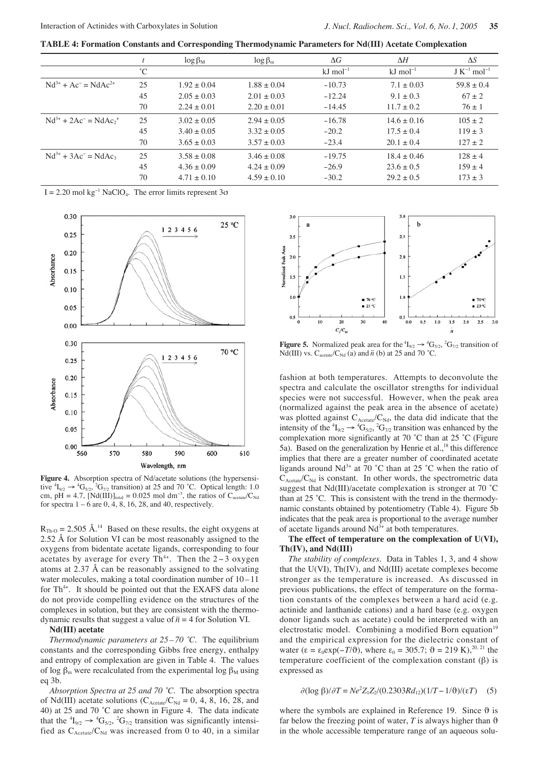**TABLE 4: Formation Constants and Corresponding Thermodynamic Parameters for Nd(III) Acetate Complexation**

| | $t$ | $\log \beta_M$ | $\log \beta_m$ | $\Delta G$ | $\Delta H$ | $\Delta S$ |
|---|---|---|---|---|---|---|
| | °C | | | kJ mol$^{-1}$ | kJ mol$^{-1}$ | J K$^{-1}$ mol$^{-1}$ |
| $Nd^{3+} + Ac^- = NdAc^{2+}$ | 25 | 1.92 ± 0.04 | 1.88 ± 0.04 | −10.73 | 7.1 ± 0.03 | 59.8 ± 0.4 |
| | 45 | 2.05 ± 0.03 | 2.01 ± 0.03 | −12.24 | 9.1 ± 0.3 | 67 ± 2 |
| | 70 | 2.24 ± 0.01 | 2.20 ± 0.01 | −14.45 | 11.7 ± 0.2 | 76 ± 1 |
| $Nd^{3+} + 2Ac^- = NdAc_2^+$ | 25 | 3.02 ± 0.05 | 2.94 ± 0.05 | −16.78 | 14.6 ± 0.16 | 105 ± 2 |
| | 45 | 3.40 ± 0.05 | 3.32 ± 0.05 | −20.2 | 17.5 ± 0.4 | 119 ± 3 |
| | 70 | 3.65 ± 0.03 | 3.57 ± 0.03 | −23.4 | 20.1 ± 0.4 | 127 ± 2 |
| $Nd^{3+} + 3Ac^- = NdAc_3$ | 25 | 3.58 ± 0.08 | 3.46 ± 0.08 | −19.75 | 18.4 ± 0.46 | 128 ± 4 |
| | 45 | 4.36 ± 0.09 | 4.24 ± 0.09 | −26.9 | 23.6 ± 0.5 | 159 ± 4 |
| | 70 | 4.71 ± 0.10 | 4.59 ± 0.10 | −30.2 | 29.2 ± 0.5 | 173 ± 3 |

I = 2.20 mol kg$^{-1}$ $NaClO_4$. The error limits represent 3σ

25 °C
1 2 3 4 5 6
Absorbance
0.00 0.05 0.10 0.15 0.20 0.25 0.30

70 °C
1 2 3 4 5 6
Absorbance
0.00 0.05 0.10 0.15 0.20 0.25 0.30
560 570 580 590 600 610
Wavelength, nm

**Figure 4.** Absorption spectra of Nd/acetate solutions (the hypersensitive $^4I_{9/2} \rightarrow {}^4G_{5/2}, {}^2G_{7/2}$ transition) at 25 and 70 °C. Optical length: 1.0 cm, pH = 4.7, $[Nd(III)]_{total}$ = 0.025 mol dm$^{-3}$, the ratios of $C_{acetate}/C_{Nd}$ for spectra 1 – 6 are 0, 4, 8, 16, 28, and 40, respectively.

$R_{Th\text{-}O}$ = 2.505 Å.[14] Based on these results, the eight oxygens at 2.52 Å for Solution VI can be most reasonably assigned to the oxygens from bidentate acetate ligands, corresponding to four acetates by average for every $Th^{4+}$. Then the 2 – 3 oxygen atoms at 2.37 Å can be reasonably assigned to the solvating water molecules, making a total coordination number of 10 – 11 for $Th^{4+}$. It should be pointed out that the EXAFS data alone do not provide compelling evidence on the structures of the complexes in solution, but they are consistent with the thermodynamic results that suggest a value of $\bar{n}$ = 4 for Solution VI.

**Nd(III) acetate**

*Thermodynamic parameters at 25 – 70 °C*. The equilibrium constants and the corresponding Gibbs free energy, enthalpy and entropy of complexation are given in Table 4. The values of log $\beta_m$ were recalculated from the experimental log $\beta_M$ using eq 3b.

*Absorption Spectra at 25 and 70 °C*. The absorption spectra of Nd(III) acetate solutions ($C_{Acetate}/C_{Nd}$ = 0, 4, 8, 16, 28, and 40) at 25 and 70 °C are shown in Figure 4. The data indicate that the $^4I_{9/2} \rightarrow {}^4G_{5/2}, {}^2G_{7/2}$ transition was significantly intensified as $C_{Acetate}/C_{Nd}$ was increased from 0 to 40, in a similar

a
Normalized Peak Area
0.5 1.0 1.5 2.0 2.5 3.0
0 10 20 30 40
$C_L/C_M$
■ 70 °C
● 25 °C

b
0.5 1.0 1.5 2.0 2.5 3.0
0.0 0.5 1.0 1.5 2.0 2.5 3.0
$\bar{n}$
■ 70°C
● 25°C

**Figure 5.** Normalized peak area for the $^4I_{9/2} \rightarrow {}^4G_{5/2}, {}^2G_{7/2}$ transition of Nd(III) vs. $C_{acetate}/C_{Nd}$ (a) and $\bar{n}$ (b) at 25 and 70 °C.

fashion at both temperatures. Attempts to deconvolute the spectra and calculate the oscillator strengths for individual species were not successful. However, when the peak area (normalized against the peak area in the absence of acetate) was plotted against $C_{Acetate}/C_{Nd}$, the data did indicate that the intensity of the $^4I_{9/2} \rightarrow {}^4G_{5/2}, {}^2G_{7/2}$ transition was enhanced by the complexation more significantly at 70 °C than at 25 °C (Figure 5a). Based on the generalization by Henrie et al.,[18] this difference implies that there are a greater number of coordinated acetate ligands around $Nd^{3+}$ at 70 °C than at 25 °C when the ratio of $C_{Acetate}/C_{Nd}$ is constant. In other words, the spectrometric data suggest that Nd(III)/acetate complexation is stronger at 70 °C than at 25 °C. This is consistent with the trend in the thermodynamic constants obtained by potentiometry (Table 4). Figure 5b indicates that the peak area is proportional to the average number of acetate ligands around $Nd^{3+}$ at both temperatures.

**The effect of temperature on the complexation of U(VI), Th(IV), and Nd(III)**

*The stability of complexes*. Data in Tables 1, 3, and 4 show that the U(VI), Th(IV), and Nd(III) acetate complexes become stronger as the temperature is increased. As discussed in previous publications, the effect of temperature on the formation constants of the complexes between a hard acid (e.g. actinide and lanthanide cations) and a hard base (e.g. oxygen donor ligands such as acetate) could be interpreted with an electrostatic model. Combining a modified Born equation[19] and the empirical expression for the dielectric constant of water ($\varepsilon = \varepsilon_0 \exp(-T/\vartheta)$, where $\varepsilon_0$ = 305.7; $\vartheta$ = 219 K),[20, 21] the temperature coefficient of the complexation constant (β) is expressed as

$$\partial(\log \beta)/\partial T = Ne^2 Z_1 Z_2/(0.2303 R d_{12})(1/T - 1/\vartheta)/(\varepsilon T) \quad (5)$$

where the symbols are explained in Reference 19. Since $\vartheta$ is far below the freezing point of water, $T$ is always higher than $\vartheta$ in the whole accessible temperature range of an aqueous solu-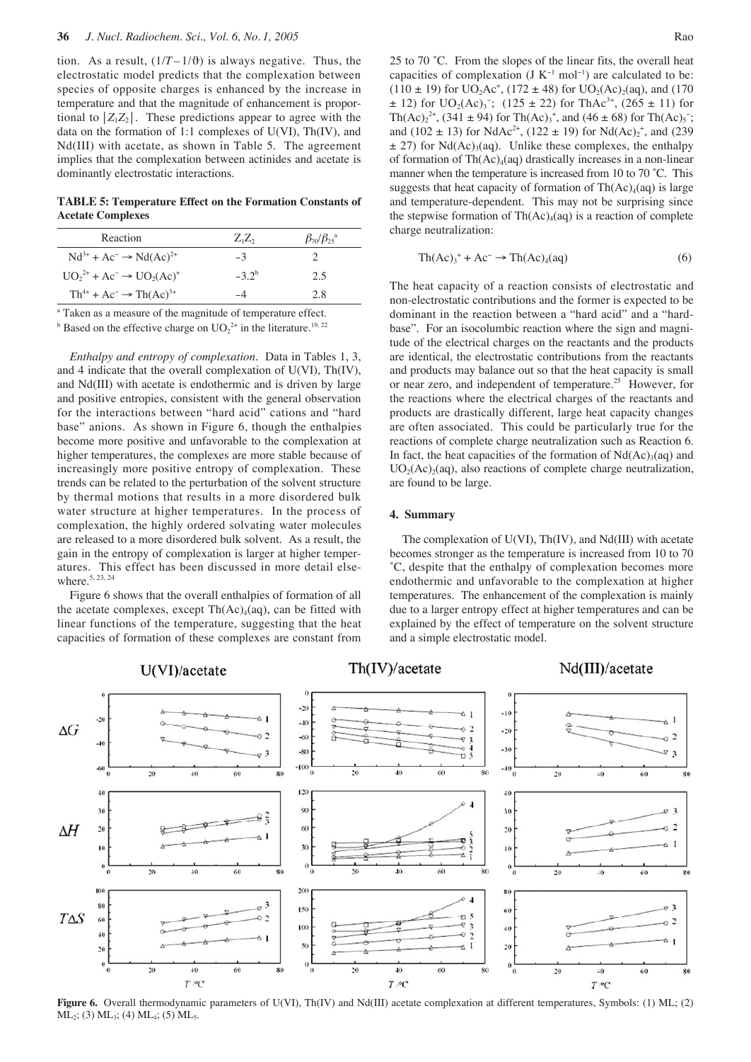tion. As a result, $(1/T - 1/\vartheta)$ is always negative. Thus, the electrostatic model predicts that the complexation between species of opposite charges is enhanced by the increase in temperature and that the magnitude of enhancement is proportional to $|Z_1Z_2|$. These predictions appear to agree with the data on the formation of 1:1 complexes of U(VI), Th(IV), and Nd(III) with acetate, as shown in Table 5. The agreement implies that the complexation between actinides and acetate is dominantly electrostatic interactions.

**TABLE 5: Temperature Effect on the Formation Constants of Acetate Complexes**

| Reaction | $Z_1Z_2$ | $\beta_{70}/\beta_{25}$ [a] |
|---|---|---|
| $Nd^{3+} + Ac^- \rightarrow Nd(Ac)^{2+}$ | −3 | 2 |
| $UO_2^{2+} + Ac^- \rightarrow UO_2(Ac)^+$ | −3.2[b] | 2.5 |
| $Th^{4+} + Ac^- \rightarrow Th(Ac)^{3+}$ | −4 | 2.8 |

[a] Taken as a measure of the magnitude of temperature effect.
[b] Based on the effective charge on $UO_2^{2+}$ in the literature.[19, 22]

*Enthalpy and entropy of complexation.* Data in Tables 1, 3, and 4 indicate that the overall complexation of U(VI), Th(IV), and Nd(III) with acetate is endothermic and is driven by large and positive entropies, consistent with the general observation for the interactions between "hard acid" cations and "hard base" anions. As shown in Figure 6, though the enthalpies become more positive and unfavorable to the complexation at higher temperatures, the complexes are more stable because of increasingly more positive entropy of complexation. These trends can be related to the perturbation of the solvent structure by thermal motions that results in a more disordered bulk water structure at higher temperatures. In the process of complexation, the highly ordered solvating water molecules are released to a more disordered bulk solvent. As a result, the gain in the entropy of complexation is larger at higher temperatures. This effect has been discussed in more detail elsewhere.[5, 23, 24]

Figure 6 shows that the overall enthalpies of formation of all the acetate complexes, except $Th(Ac)_4$(aq), can be fitted with linear functions of the temperature, suggesting that the heat capacities of formation of these complexes are constant from 25 to 70 ˚C. From the slopes of the linear fits, the overall heat capacities of complexation (J $K^{-1}$ $mol^{-1}$) are calculated to be: (110 ± 19) for $UO_2Ac^+$, (172 ± 48) for $UO_2(Ac)_2$(aq), and (170 ± 12) for $UO_2(Ac)_3^-$; (125 ± 22) for $ThAc^{3+}$, (265 ± 11) for $Th(Ac)_2^{2+}$, (341 ± 94) for $Th(Ac)_3^+$, and (46 ± 68) for $Th(Ac)_5^-$; and (102 ± 13) for $NdAc^{2+}$, (122 ± 19) for $Nd(Ac)_2^+$, and (239 ± 27) for $Nd(Ac)_3$(aq). Unlike these complexes, the enthalpy of formation of $Th(Ac)_4$(aq) drastically increases in a non-linear manner when the temperature is increased from 10 to 70 ˚C. This suggests that heat capacity of formation of $Th(Ac)_4$(aq) is large and temperature-dependent. This may not be surprising since the stepwise formation of $Th(Ac)_4$(aq) is a reaction of complete charge neutralization:

$$Th(Ac)_3^+ + Ac^- \rightarrow Th(Ac)_4(aq) \tag{6}$$

The heat capacity of a reaction consists of electrostatic and non-electrostatic contributions and the former is expected to be dominant in the reaction between a "hard acid" and a "hard-base". For an isocolumbic reaction where the sign and magnitude of the electrical charges on the reactants and the products are identical, the electrostatic contributions from the reactants and products may balance out so that the heat capacity is small or near zero, and independent of temperature.[25] However, for the reactions where the electrical charges of the reactants and products are drastically different, large heat capacity changes are often associated. This could be particularly true for the reactions of complete charge neutralization such as Reaction 6. In fact, the heat capacities of the formation of $Nd(Ac)_3$(aq) and $UO_2(Ac)_2$(aq), also reactions of complete charge neutralization, are found to be large.

## 4. Summary

The complexation of U(VI), Th(IV), and Nd(III) with acetate becomes stronger as the temperature is increased from 10 to 70 ˚C, despite that the enthalpy of complexation becomes more endothermic and unfavorable to the complexation at higher temperatures. The enhancement of the complexation is mainly due to a larger entropy effect at higher temperatures and can be explained by the effect of temperature on the solvent structure and a simple electrostatic model.

U(VI)/acetate
Th(IV)/acetate
Nd(III)/acetate
ΔG
ΔH
TΔS
T /°C

**Figure 6.** Overall thermodynamic parameters of U(VI), Th(IV) and Nd(III) acetate complexation at different temperatures, Symbols: (1) ML; (2) $ML_2$; (3) $ML_3$; (4) $ML_4$; (5) $ML_5$.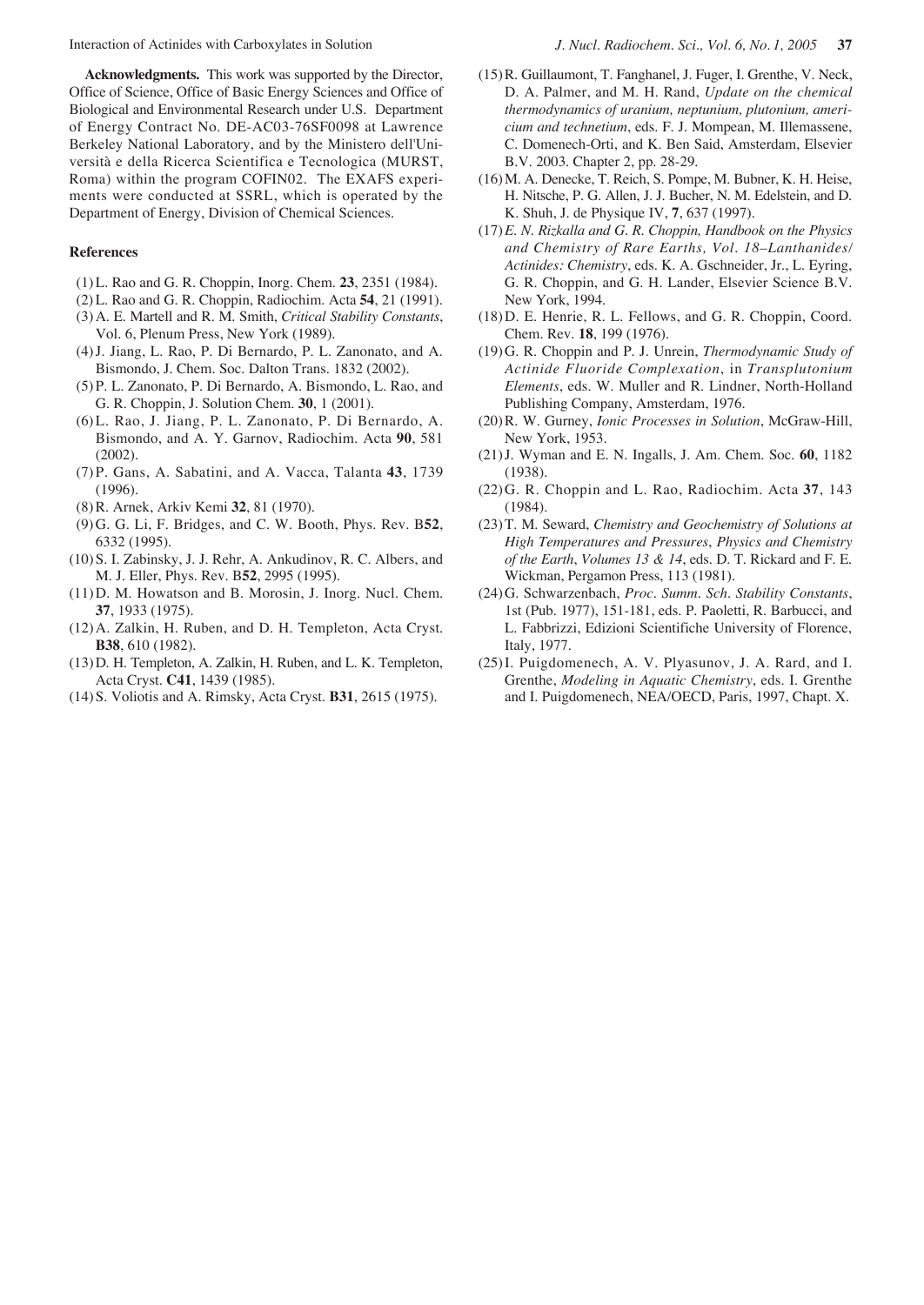**Acknowledgments.** This work was supported by the Director, Office of Science, Office of Basic Energy Sciences and Office of Biological and Environmental Research under U.S. Department of Energy Contract No. DE-AC03-76SF0098 at Lawrence Berkeley National Laboratory, and by the Ministero dell'Università e della Ricerca Scientifica e Tecnologica (MURST, Roma) within the program COFIN02. The EXAFS experiments were conducted at SSRL, which is operated by the Department of Energy, Division of Chemical Sciences.

## References

(1) L. Rao and G. R. Choppin, Inorg. Chem. **23**, 2351 (1984).
(2) L. Rao and G. R. Choppin, Radiochim. Acta **54**, 21 (1991).
(3) A. E. Martell and R. M. Smith, *Critical Stability Constants*, Vol. 6, Plenum Press, New York (1989).
(4) J. Jiang, L. Rao, P. Di Bernardo, P. L. Zanonato, and A. Bismondo, J. Chem. Soc. Dalton Trans. 1832 (2002).
(5) P. L. Zanonato, P. Di Bernardo, A. Bismondo, L. Rao, and G. R. Choppin, J. Solution Chem. **30**, 1 (2001).
(6) L. Rao, J. Jiang, P. L. Zanonato, P. Di Bernardo, A. Bismondo, and A. Y. Garnov, Radiochim. Acta **90**, 581 (2002).
(7) P. Gans, A. Sabatini, and A. Vacca, Talanta **43**, 1739 (1996).
(8) R. Arnek, Arkiv Kemi **32**, 81 (1970).
(9) G. G. Li, F. Bridges, and C. W. Booth, Phys. Rev. B**52**, 6332 (1995).
(10) S. I. Zabinsky, J. J. Rehr, A. Ankudinov, R. C. Albers, and M. J. Eller, Phys. Rev. B**52**, 2995 (1995).
(11) D. M. Howatson and B. Morosin, J. Inorg. Nucl. Chem. **37**, 1933 (1975).
(12) A. Zalkin, H. Ruben, and D. H. Templeton, Acta Cryst. **B38**, 610 (1982).
(13) D. H. Templeton, A. Zalkin, H. Ruben, and L. K. Templeton, Acta Cryst. **C41**, 1439 (1985).
(14) S. Voliotis and A. Rimsky, Acta Cryst. **B31**, 2615 (1975).
(15) R. Guillaumont, T. Fanghanel, J. Fuger, I. Grenthe, V. Neck, D. A. Palmer, and M. H. Rand, *Update on the chemical thermodynamics of uranium, neptunium, plutonium, americium and technetium*, eds. F. J. Mompean, M. Illemassene, C. Domenech-Orti, and K. Ben Said, Amsterdam, Elsevier B.V. 2003. Chapter 2, pp. 28-29.
(16) M. A. Denecke, T. Reich, S. Pompe, M. Bubner, K. H. Heise, H. Nitsche, P. G. Allen, J. J. Bucher, N. M. Edelstein, and D. K. Shuh, J. de Physique IV, **7**, 637 (1997).
(17) *E. N. Rizkalla and G. R. Choppin, Handbook on the Physics and Chemistry of Rare Earths, Vol. 18–Lanthanides/Actinides: Chemistry*, eds. K. A. Gschneider, Jr., L. Eyring, G. R. Choppin, and G. H. Lander, Elsevier Science B.V. New York, 1994.
(18) D. E. Henrie, R. L. Fellows, and G. R. Choppin, Coord. Chem. Rev. **18**, 199 (1976).
(19) G. R. Choppin and P. J. Unrein, *Thermodynamic Study of Actinide Fluoride Complexation*, in *Transplutonium Elements*, eds. W. Muller and R. Lindner, North-Holland Publishing Company, Amsterdam, 1976.
(20) R. W. Gurney, *Ionic Processes in Solution*, McGraw-Hill, New York, 1953.
(21) J. Wyman and E. N. Ingalls, J. Am. Chem. Soc. **60**, 1182 (1938).
(22) G. R. Choppin and L. Rao, Radiochim. Acta **37**, 143 (1984).
(23) T. M. Seward, *Chemistry and Geochemistry of Solutions at High Temperatures and Pressures*, *Physics and Chemistry of the Earth*, *Volumes 13 & 14*, eds. D. T. Rickard and F. E. Wickman, Pergamon Press, 113 (1981).
(24) G. Schwarzenbach, *Proc. Summ. Sch. Stability Constants*, 1st (Pub. 1977), 151-181, eds. P. Paoletti, R. Barbucci, and L. Fabbrizzi, Edizioni Scientifiche University of Florence, Italy, 1977.
(25) I. Puigdomenech, A. V. Plyasunov, J. A. Rard, and I. Grenthe, *Modeling in Aquatic Chemistry*, eds. I. Grenthe and I. Puigdomenech, NEA/OECD, Paris, 1997, Chapt. X.